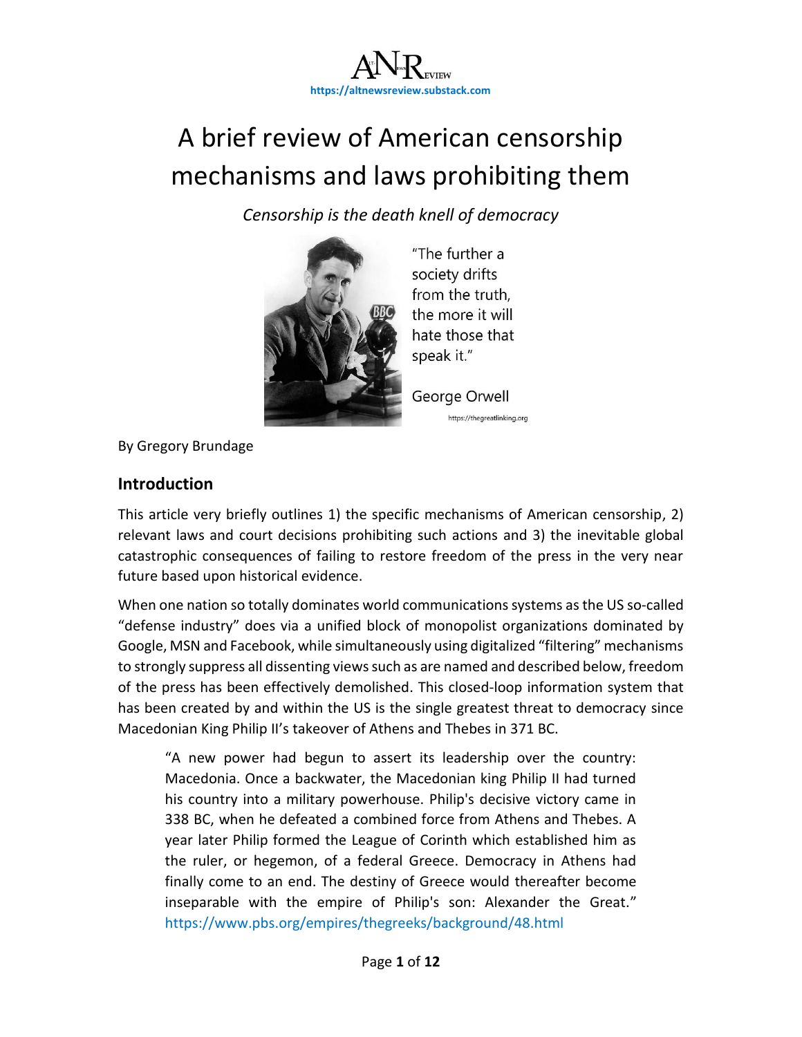# A brief review of American censorship mechanisms and laws prohibiting them

*Censorship is the death knell of democracy*

"The further a society drifts from the truth, the more it will hate those that speak it."

George Orwell

https://thegreatlinking.org

By Gregory Brundage

## Introduction

This article very briefly outlines 1) the specific mechanisms of American censorship, 2) relevant laws and court decisions prohibiting such actions and 3) the inevitable global catastrophic consequences of failing to restore freedom of the press in the very near future based upon historical evidence.

When one nation so totally dominates world communications systems as the US so-called "defense industry" does via a unified block of monopolist organizations dominated by Google, MSN and Facebook, while simultaneously using digitalized "filtering" mechanisms to strongly suppress all dissenting views such as are named and described below, freedom of the press has been effectively demolished. This closed-loop information system that has been created by and within the US is the single greatest threat to democracy since Macedonian King Philip II's takeover of Athens and Thebes in 371 BC.

> "A new power had begun to assert its leadership over the country: Macedonia. Once a backwater, the Macedonian king Philip II had turned his country into a military powerhouse. Philip's decisive victory came in 338 BC, when he defeated a combined force from Athens and Thebes. A year later Philip formed the League of Corinth which established him as the ruler, or hegemon, of a federal Greece. Democracy in Athens had finally come to an end. The destiny of Greece would thereafter become inseparable with the empire of Philip's son: Alexander the Great." https://www.pbs.org/empires/thegreeks/background/48.html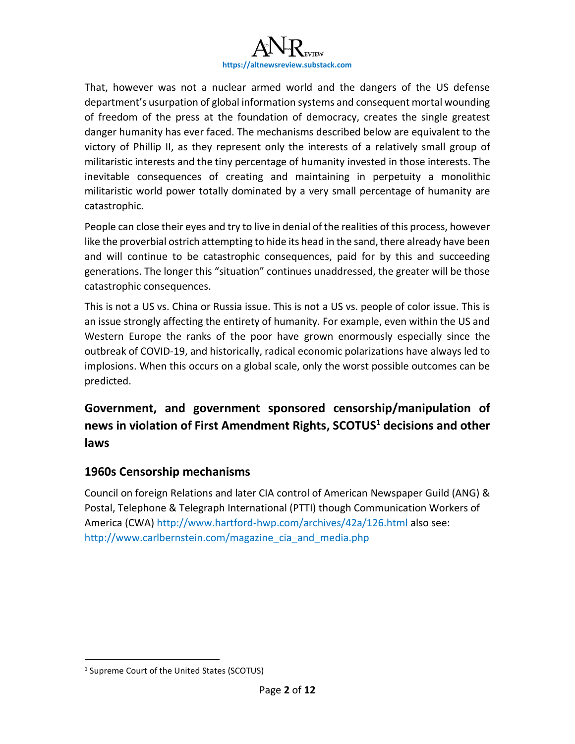That, however was not a nuclear armed world and the dangers of the US defense department's usurpation of global information systems and consequent mortal wounding of freedom of the press at the foundation of democracy, creates the single greatest danger humanity has ever faced. The mechanisms described below are equivalent to the victory of Phillip II, as they represent only the interests of a relatively small group of militaristic interests and the tiny percentage of humanity invested in those interests. The inevitable consequences of creating and maintaining in perpetuity a monolithic militaristic world power totally dominated by a very small percentage of humanity are catastrophic.

People can close their eyes and try to live in denial of the realities of this process, however like the proverbial ostrich attempting to hide its head in the sand, there already have been and will continue to be catastrophic consequences, paid for by this and succeeding generations. The longer this "situation" continues unaddressed, the greater will be those catastrophic consequences.

This is not a US vs. China or Russia issue. This is not a US vs. people of color issue. This is an issue strongly affecting the entirety of humanity. For example, even within the US and Western Europe the ranks of the poor have grown enormously especially since the outbreak of COVID-19, and historically, radical economic polarizations have always led to implosions. When this occurs on a global scale, only the worst possible outcomes can be predicted.

## Government, and government sponsored censorship/manipulation of news in violation of First Amendment Rights, SCOTUS[1] decisions and other laws

### 1960s Censorship mechanisms

Council on foreign Relations and later CIA control of American Newspaper Guild (ANG) & Postal, Telephone & Telegraph International (PTTI) though Communication Workers of America (CWA) http://www.hartford-hwp.com/archives/42a/126.html also see: http://www.carlbernstein.com/magazine_cia_and_media.php

[1] Supreme Court of the United States (SCOTUS)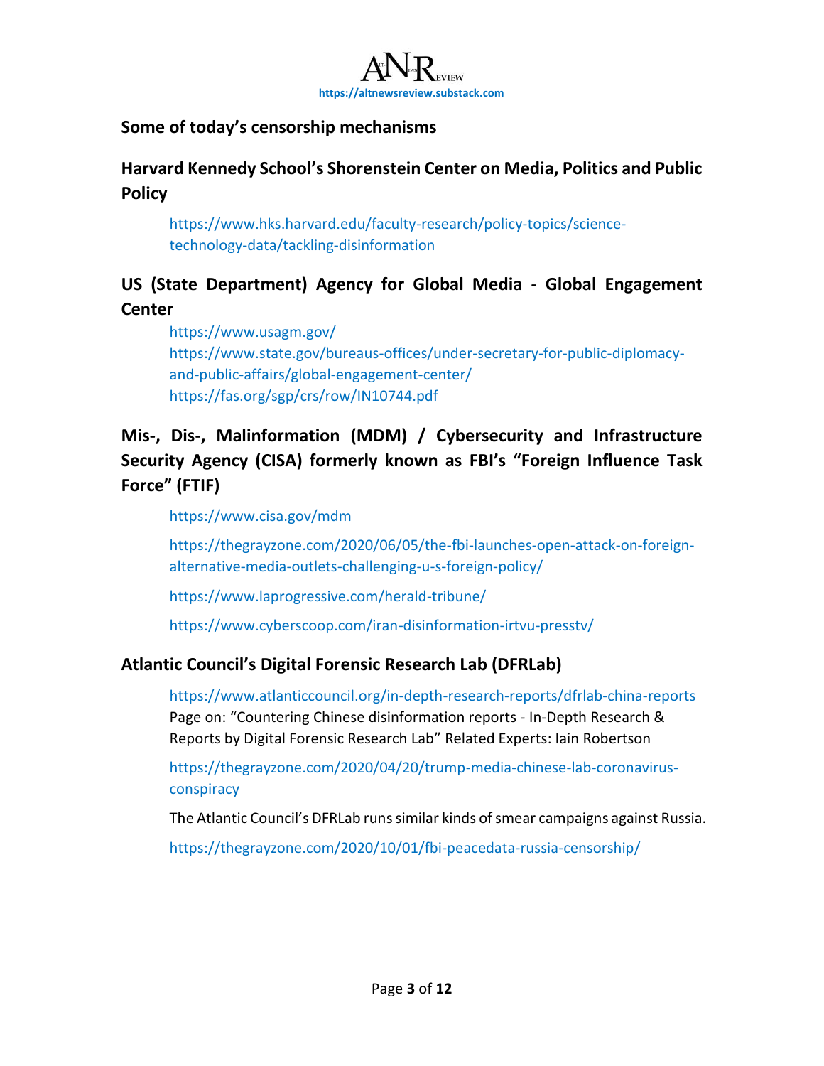## Some of today's censorship mechanisms

### Harvard Kennedy School's Shorenstein Center on Media, Politics and Public Policy

https://www.hks.harvard.edu/faculty-research/policy-topics/science-technology-data/tackling-disinformation

### US (State Department) Agency for Global Media - Global Engagement Center

https://www.usagm.gov/
https://www.state.gov/bureaus-offices/under-secretary-for-public-diplomacy-and-public-affairs/global-engagement-center/
https://fas.org/sgp/crs/row/IN10744.pdf

### Mis-, Dis-, Malinformation (MDM) / Cybersecurity and Infrastructure Security Agency (CISA) formerly known as FBI's "Foreign Influence Task Force" (FTIF)

https://www.cisa.gov/mdm

https://thegrayzone.com/2020/06/05/the-fbi-launches-open-attack-on-foreign-alternative-media-outlets-challenging-u-s-foreign-policy/

https://www.laprogressive.com/herald-tribune/

https://www.cyberscoop.com/iran-disinformation-irtvu-presstv/

### Atlantic Council's Digital Forensic Research Lab (DFRLab)

https://www.atlanticcouncil.org/in-depth-research-reports/dfrlab-china-reports
Page on: "Countering Chinese disinformation reports - In-Depth Research & Reports by Digital Forensic Research Lab" Related Experts: Iain Robertson

https://thegrayzone.com/2020/04/20/trump-media-chinese-lab-coronavirus-conspiracy

The Atlantic Council's DFRLab runs similar kinds of smear campaigns against Russia.

https://thegrayzone.com/2020/10/01/fbi-peacedata-russia-censorship/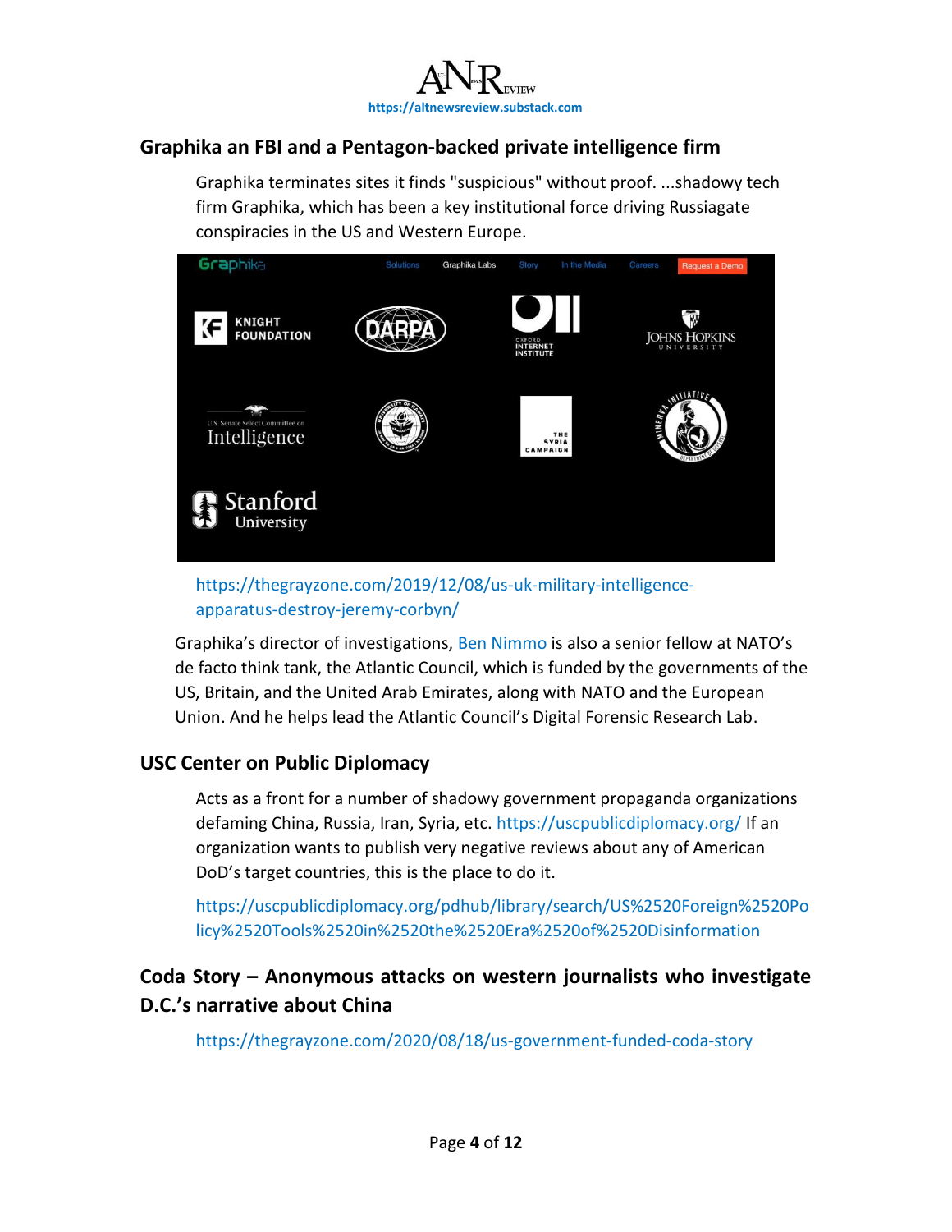## Graphika an FBI and a Pentagon-backed private intelligence firm

Graphika terminates sites it finds "suspicious" without proof. ...shadowy tech firm Graphika, which has been a key institutional force driving Russiagate conspiracies in the US and Western Europe.

https://thegrayzone.com/2019/12/08/us-uk-military-intelligence-apparatus-destroy-jeremy-corbyn/

Graphika's director of investigations, Ben Nimmo is also a senior fellow at NATO's de facto think tank, the Atlantic Council, which is funded by the governments of the US, Britain, and the United Arab Emirates, along with NATO and the European Union. And he helps lead the Atlantic Council's Digital Forensic Research Lab.

## USC Center on Public Diplomacy

Acts as a front for a number of shadowy government propaganda organizations defaming China, Russia, Iran, Syria, etc. https://uscpublicdiplomacy.org/ If an organization wants to publish very negative reviews about any of American DoD's target countries, this is the place to do it.

https://uscpublicdiplomacy.org/pdhub/library/search/US%2520Foreign%2520Policy%2520Tools%2520in%2520the%2520Era%2520of%2520Disinformation

## Coda Story – Anonymous attacks on western journalists who investigate D.C.'s narrative about China

https://thegrayzone.com/2020/08/18/us-government-funded-coda-story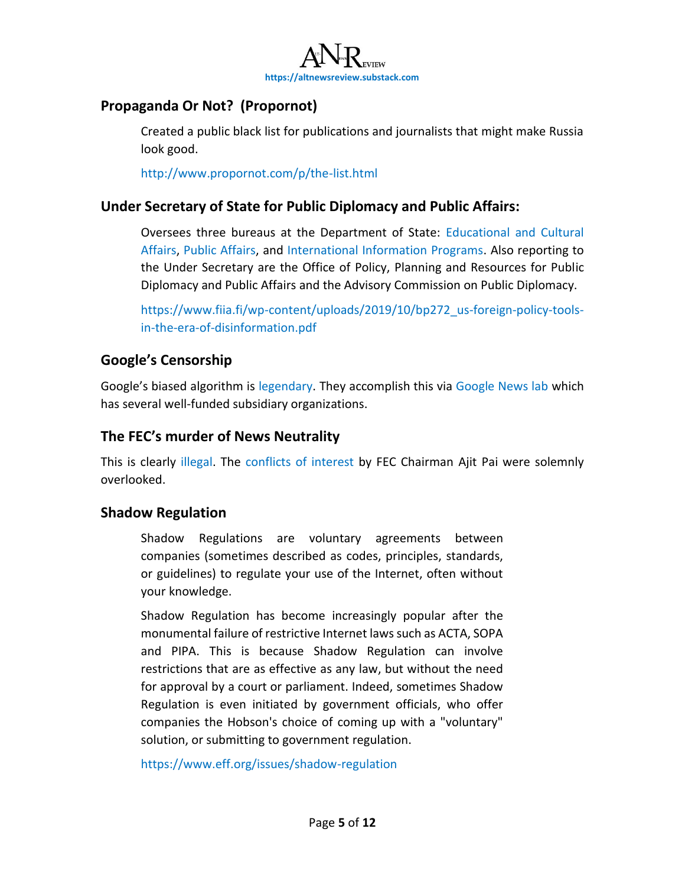## Propaganda Or Not? (Propornot)

> Created a public black list for publications and journalists that might make Russia look good.
>
> http://www.propornot.com/p/the-list.html

## Under Secretary of State for Public Diplomacy and Public Affairs:

> Oversees three bureaus at the Department of State: Educational and Cultural Affairs, Public Affairs, and International Information Programs. Also reporting to the Under Secretary are the Office of Policy, Planning and Resources for Public Diplomacy and Public Affairs and the Advisory Commission on Public Diplomacy.
>
> https://www.fiia.fi/wp-content/uploads/2019/10/bp272_us-foreign-policy-tools-in-the-era-of-disinformation.pdf

## Google's Censorship

Google's biased algorithm is legendary. They accomplish this via Google News lab which has several well-funded subsidiary organizations.

## The FEC's murder of News Neutrality

This is clearly illegal. The conflicts of interest by FEC Chairman Ajit Pai were solemnly overlooked.

## Shadow Regulation

> Shadow Regulations are voluntary agreements between companies (sometimes described as codes, principles, standards, or guidelines) to regulate your use of the Internet, often without your knowledge.
>
> Shadow Regulation has become increasingly popular after the monumental failure of restrictive Internet laws such as ACTA, SOPA and PIPA. This is because Shadow Regulation can involve restrictions that are as effective as any law, but without the need for approval by a court or parliament. Indeed, sometimes Shadow Regulation is even initiated by government officials, who offer companies the Hobson's choice of coming up with a "voluntary" solution, or submitting to government regulation.
>
> https://www.eff.org/issues/shadow-regulation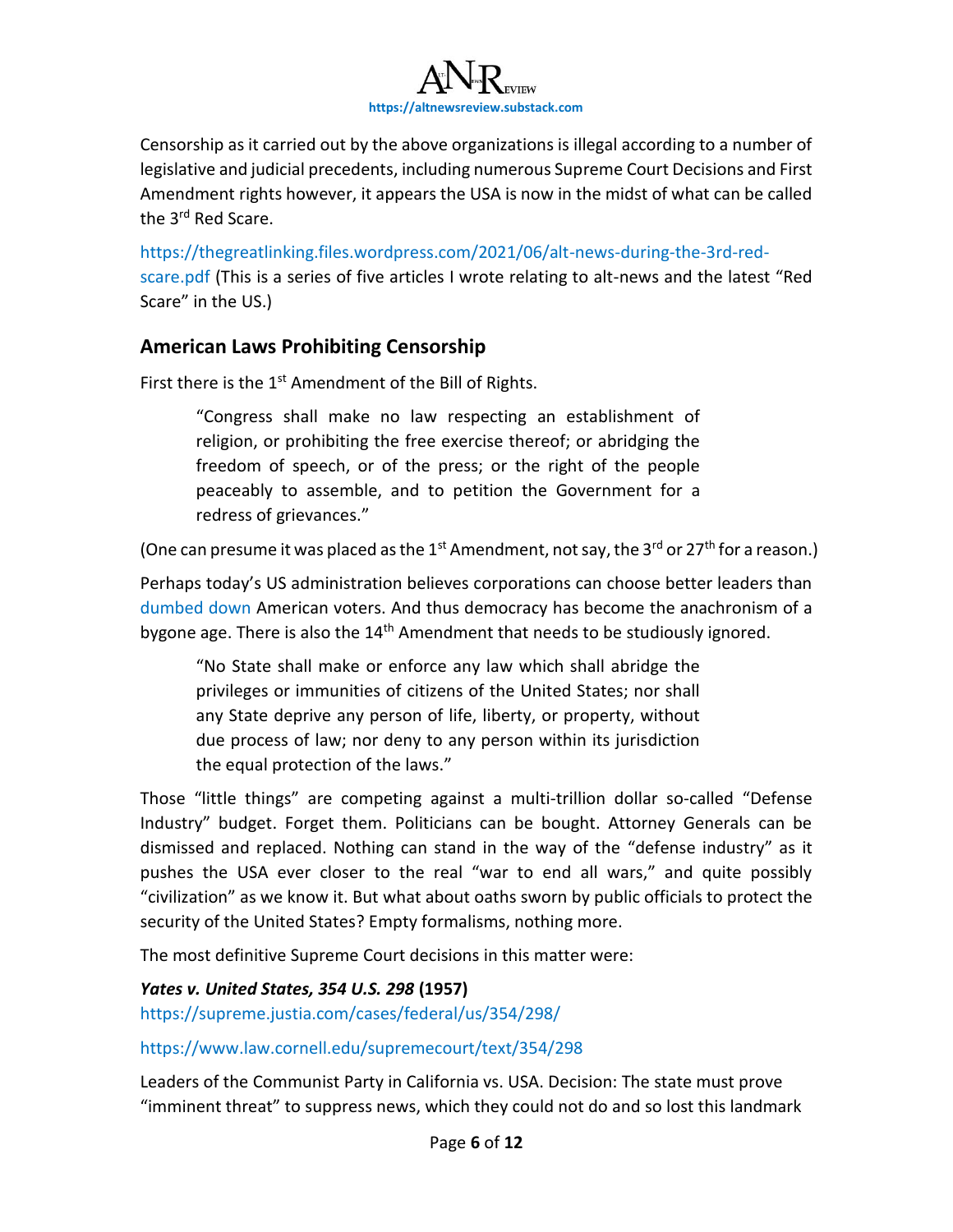Censorship as it carried out by the above organizations is illegal according to a number of legislative and judicial precedents, including numerous Supreme Court Decisions and First Amendment rights however, it appears the USA is now in the midst of what can be called the 3rd Red Scare.

https://thegreatlinking.files.wordpress.com/2021/06/alt-news-during-the-3rd-red-scare.pdf (This is a series of five articles I wrote relating to alt-news and the latest "Red Scare" in the US.)

## American Laws Prohibiting Censorship

First there is the 1st Amendment of the Bill of Rights.

> "Congress shall make no law respecting an establishment of religion, or prohibiting the free exercise thereof; or abridging the freedom of speech, or of the press; or the right of the people peaceably to assemble, and to petition the Government for a redress of grievances."

(One can presume it was placed as the 1st Amendment, not say, the 3rd or 27th for a reason.)

Perhaps today's US administration believes corporations can choose better leaders than dumbed down American voters. And thus democracy has become the anachronism of a bygone age. There is also the 14th Amendment that needs to be studiously ignored.

> "No State shall make or enforce any law which shall abridge the privileges or immunities of citizens of the United States; nor shall any State deprive any person of life, liberty, or property, without due process of law; nor deny to any person within its jurisdiction the equal protection of the laws."

Those "little things" are competing against a multi-trillion dollar so-called "Defense Industry" budget. Forget them. Politicians can be bought. Attorney Generals can be dismissed and replaced. Nothing can stand in the way of the "defense industry" as it pushes the USA ever closer to the real "war to end all wars," and quite possibly "civilization" as we know it. But what about oaths sworn by public officials to protect the security of the United States? Empty formalisms, nothing more.

The most definitive Supreme Court decisions in this matter were:

***Yates v. United States, 354 U.S. 298* (1957)**

https://supreme.justia.com/cases/federal/us/354/298/

https://www.law.cornell.edu/supremecourt/text/354/298

Leaders of the Communist Party in California vs. USA. Decision: The state must prove "imminent threat" to suppress news, which they could not do and so lost this landmark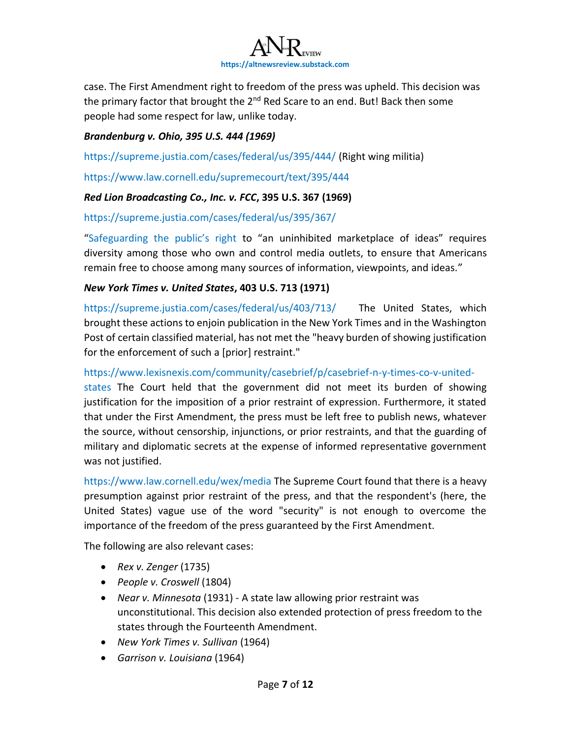case. The First Amendment right to freedom of the press was upheld. This decision was the primary factor that brought the 2nd Red Scare to an end. But! Back then some people had some respect for law, unlike today.

***Brandenburg v. Ohio, 395 U.S. 444 (1969)***

https://supreme.justia.com/cases/federal/us/395/444/ (Right wing militia)

https://www.law.cornell.edu/supremecourt/text/395/444

***Red Lion Broadcasting Co., Inc. v. FCC*, 395 U.S. 367 (1969)**

https://supreme.justia.com/cases/federal/us/395/367/

"Safeguarding the public's right to "an uninhibited marketplace of ideas" requires diversity among those who own and control media outlets, to ensure that Americans remain free to choose among many sources of information, viewpoints, and ideas."

***New York Times v. United States*, 403 U.S. 713 (1971)**

https://supreme.justia.com/cases/federal/us/403/713/ The United States, which brought these actions to enjoin publication in the New York Times and in the Washington Post of certain classified material, has not met the "heavy burden of showing justification for the enforcement of such a [prior] restraint."

https://www.lexisnexis.com/community/casebrief/p/casebrief-n-y-times-co-v-united-states The Court held that the government did not meet its burden of showing justification for the imposition of a prior restraint of expression. Furthermore, it stated that under the First Amendment, the press must be left free to publish news, whatever the source, without censorship, injunctions, or prior restraints, and that the guarding of military and diplomatic secrets at the expense of informed representative government was not justified.

https://www.law.cornell.edu/wex/media The Supreme Court found that there is a heavy presumption against prior restraint of the press, and that the respondent's (here, the United States) vague use of the word "security" is not enough to overcome the importance of the freedom of the press guaranteed by the First Amendment.

The following are also relevant cases:

- *Rex v. Zenger* (1735)
- *People v. Croswell* (1804)
- *Near v. Minnesota* (1931) - A state law allowing prior restraint was unconstitutional. This decision also extended protection of press freedom to the states through the Fourteenth Amendment.
- *New York Times v. Sullivan* (1964)
- *Garrison v. Louisiana* (1964)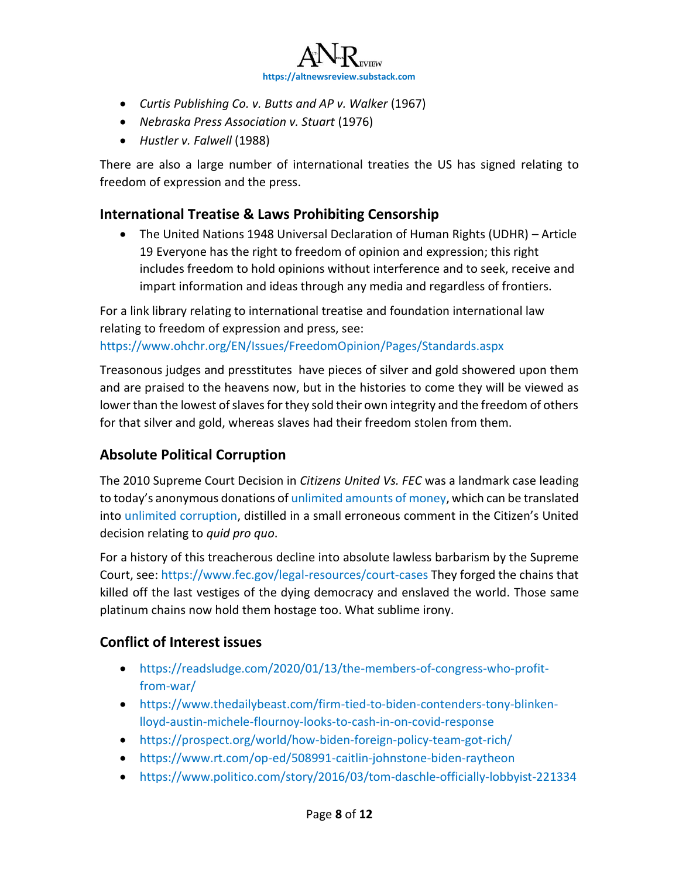- *Curtis Publishing Co. v. Butts and AP v. Walker* (1967)
- *Nebraska Press Association v. Stuart* (1976)
- *Hustler v. Falwell* (1988)

There are also a large number of international treaties the US has signed relating to freedom of expression and the press.

## International Treatise & Laws Prohibiting Censorship

- The United Nations 1948 Universal Declaration of Human Rights (UDHR) – Article 19 Everyone has the right to freedom of opinion and expression; this right includes freedom to hold opinions without interference and to seek, receive and impart information and ideas through any media and regardless of frontiers.

For a link library relating to international treatise and foundation international law relating to freedom of expression and press, see: https://www.ohchr.org/EN/Issues/FreedomOpinion/Pages/Standards.aspx

Treasonous judges and presstitutes have pieces of silver and gold showered upon them and are praised to the heavens now, but in the histories to come they will be viewed as lower than the lowest of slaves for they sold their own integrity and the freedom of others for that silver and gold, whereas slaves had their freedom stolen from them.

## Absolute Political Corruption

The 2010 Supreme Court Decision in *Citizens United Vs. FEC* was a landmark case leading to today's anonymous donations of unlimited amounts of money, which can be translated into unlimited corruption, distilled in a small erroneous comment in the Citizen's United decision relating to *quid pro quo*.

For a history of this treacherous decline into absolute lawless barbarism by the Supreme Court, see: https://www.fec.gov/legal-resources/court-cases They forged the chains that killed off the last vestiges of the dying democracy and enslaved the world. Those same platinum chains now hold them hostage too. What sublime irony.

## Conflict of Interest issues

- https://readsludge.com/2020/01/13/the-members-of-congress-who-profit-from-war/
- https://www.thedailybeast.com/firm-tied-to-biden-contenders-tony-blinken-lloyd-austin-michele-flournoy-looks-to-cash-in-on-covid-response
- https://prospect.org/world/how-biden-foreign-policy-team-got-rich/
- https://www.rt.com/op-ed/508991-caitlin-johnstone-biden-raytheon
- https://www.politico.com/story/2016/03/tom-daschle-officially-lobbyist-221334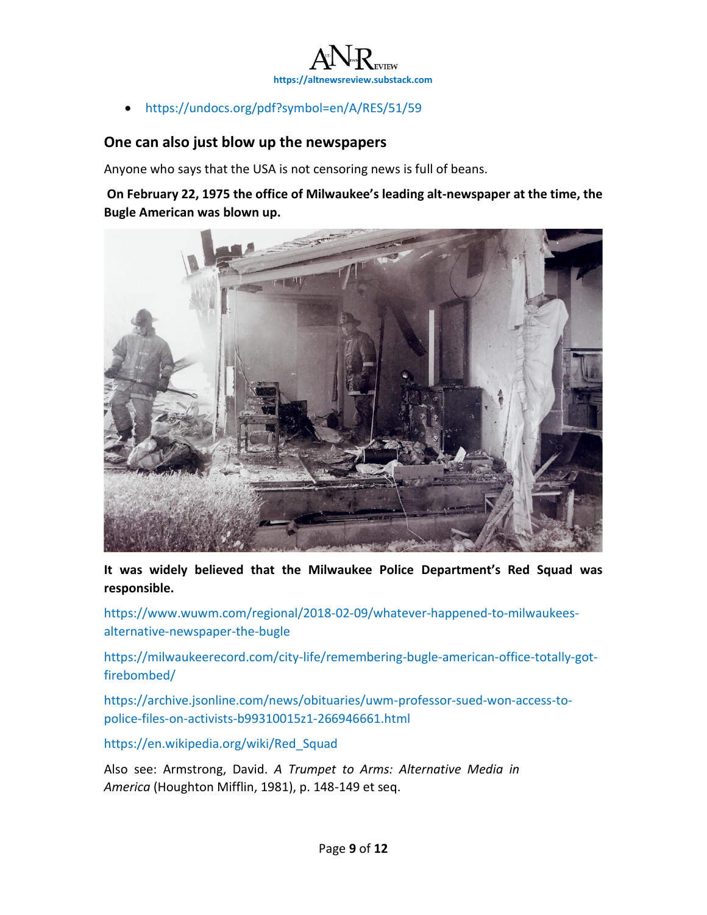- https://undocs.org/pdf?symbol=en/A/RES/51/59

## One can also just blow up the newspapers

Anyone who says that the USA is not censoring news is full of beans.

**On February 22, 1975 the office of Milwaukee's leading alt-newspaper at the time, the Bugle American was blown up.**

**It was widely believed that the Milwaukee Police Department's Red Squad was responsible.**

https://www.wuwm.com/regional/2018-02-09/whatever-happened-to-milwaukees-alternative-newspaper-the-bugle

https://milwaukeerecord.com/city-life/remembering-bugle-american-office-totally-got-firebombed/

https://archive.jsonline.com/news/obituaries/uwm-professor-sued-won-access-to-police-files-on-activists-b99310015z1-266946661.html

https://en.wikipedia.org/wiki/Red_Squad

Also see: Armstrong, David. *A Trumpet to Arms: Alternative Media in America* (Houghton Mifflin, 1981), p. 148-149 et seq.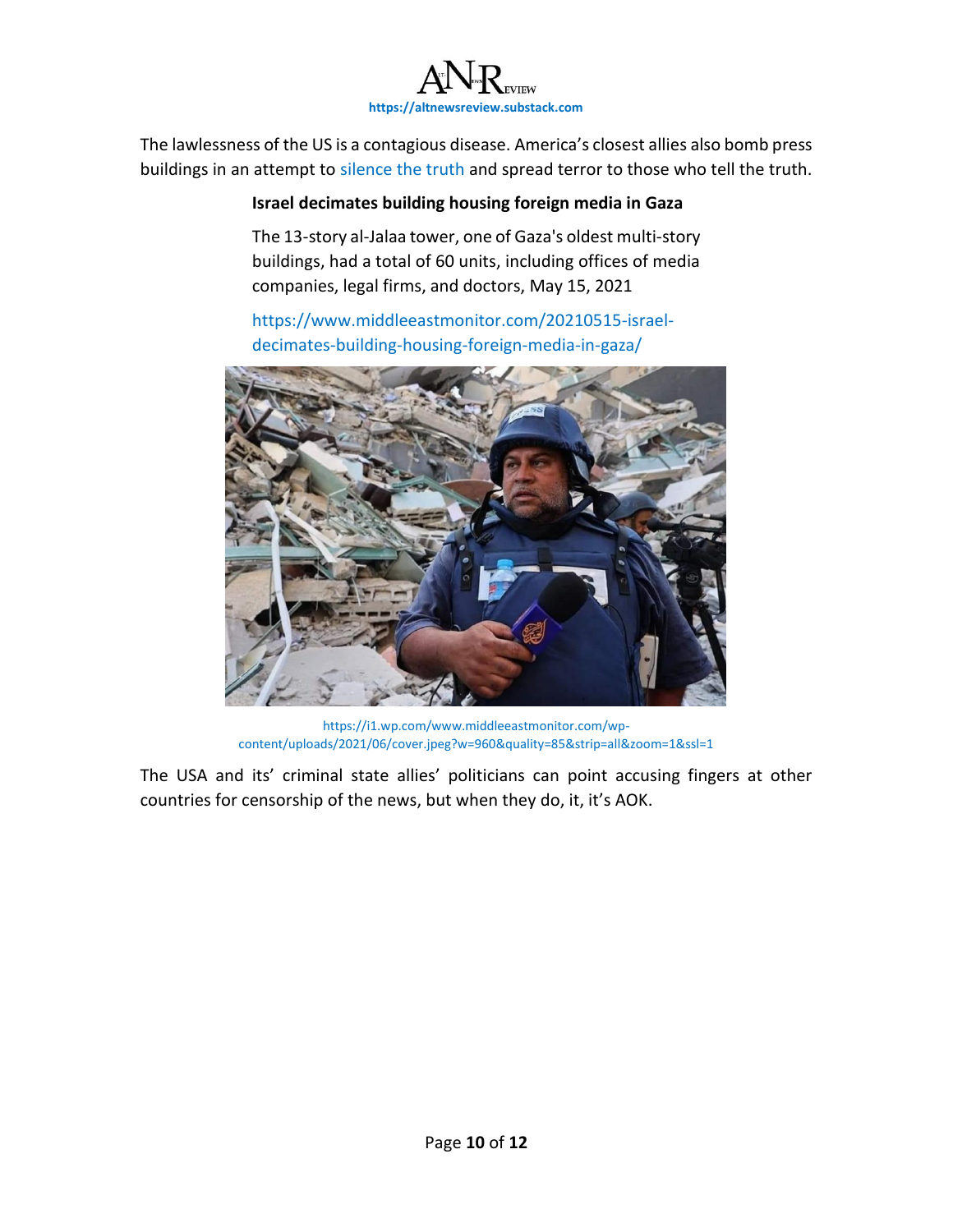The lawlessness of the US is a contagious disease. America's closest allies also bomb press buildings in an attempt to silence the truth and spread terror to those who tell the truth.

> **Israel decimates building housing foreign media in Gaza**
>
> The 13-story al-Jalaa tower, one of Gaza's oldest multi-story buildings, had a total of 60 units, including offices of media companies, legal firms, and doctors, May 15, 2021
>
> https://www.middleeastmonitor.com/20210515-israel-decimates-building-housing-foreign-media-in-gaza/

https://i1.wp.com/www.middleeastmonitor.com/wp-content/uploads/2021/06/cover.jpeg?w=960&quality=85&strip=all&zoom=1&ssl=1

The USA and its' criminal state allies' politicians can point accusing fingers at other countries for censorship of the news, but when they do, it, it's AOK.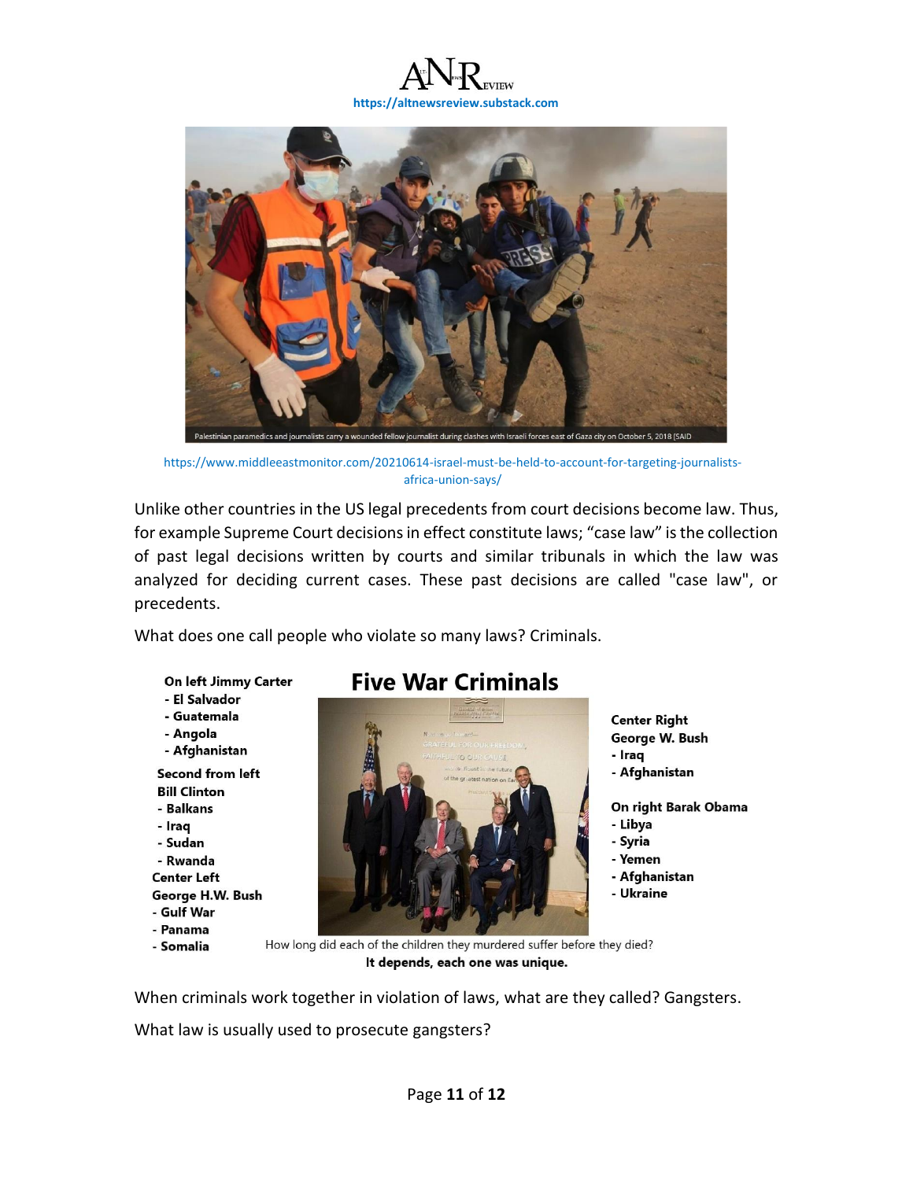https://altnewsreview.substack.com

Palestinian paramedics and journalists carry a wounded fellow journalist during clashes with Israeli forces east of Gaza city on October 5, 2018 [SAID

https://www.middleeastmonitor.com/20210614-israel-must-be-held-to-account-for-targeting-journalists-africa-union-says/

Unlike other countries in the US legal precedents from court decisions become law. Thus, for example Supreme Court decisions in effect constitute laws; "case law" is the collection of past legal decisions written by courts and similar tribunals in which the law was analyzed for deciding current cases. These past decisions are called "case law", or precedents.

What does one call people who violate so many laws? Criminals.

## Five War Criminals

**On left Jimmy Carter**
- **El Salvador**
- **Guatemala**
- **Angola**
- **Afghanistan**

**Second from left Bill Clinton**
- **Balkans**
- **Iraq**
- **Sudan**
- **Rwanda**

**Center Left George H.W. Bush**
- **Gulf War**
- **Panama**
- **Somalia**

**Center Right George W. Bush**
- **Iraq**
- **Afghanistan**

**On right Barak Obama**
- **Libya**
- **Syria**
- **Yemen**
- **Afghanistan**
- **Ukraine**

How long did each of the children they murdered suffer before they died?

**It depends, each one was unique.**

When criminals work together in violation of laws, what are they called? Gangsters.

What law is usually used to prosecute gangsters?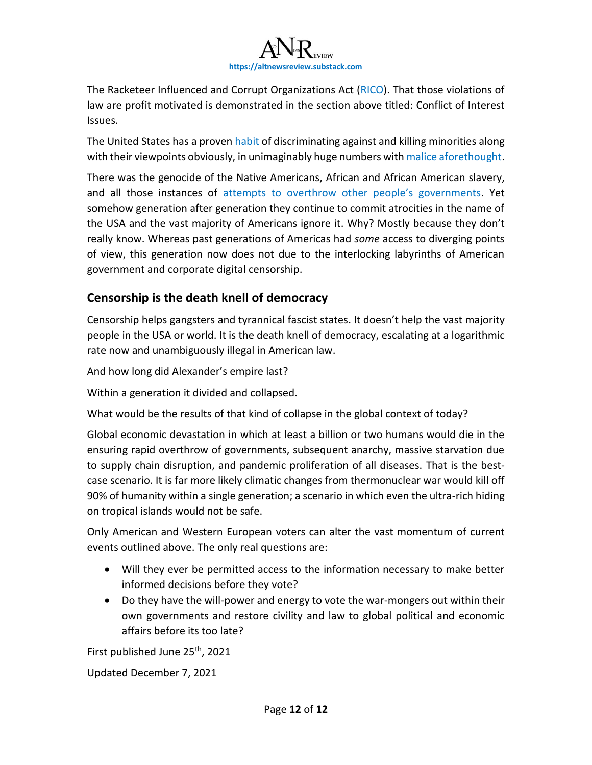The Racketeer Influenced and Corrupt Organizations Act (RICO). That those violations of law are profit motivated is demonstrated in the section above titled: Conflict of Interest Issues.

The United States has a proven habit of discriminating against and killing minorities along with their viewpoints obviously, in unimaginably huge numbers with malice aforethought.

There was the genocide of the Native Americans, African and African American slavery, and all those instances of attempts to overthrow other people's governments. Yet somehow generation after generation they continue to commit atrocities in the name of the USA and the vast majority of Americans ignore it. Why? Mostly because they don't really know. Whereas past generations of Americas had *some* access to diverging points of view, this generation now does not due to the interlocking labyrinths of American government and corporate digital censorship.

## Censorship is the death knell of democracy

Censorship helps gangsters and tyrannical fascist states. It doesn't help the vast majority people in the USA or world. It is the death knell of democracy, escalating at a logarithmic rate now and unambiguously illegal in American law.

And how long did Alexander's empire last?

Within a generation it divided and collapsed.

What would be the results of that kind of collapse in the global context of today?

Global economic devastation in which at least a billion or two humans would die in the ensuring rapid overthrow of governments, subsequent anarchy, massive starvation due to supply chain disruption, and pandemic proliferation of all diseases. That is the best-case scenario. It is far more likely climatic changes from thermonuclear war would kill off 90% of humanity within a single generation; a scenario in which even the ultra-rich hiding on tropical islands would not be safe.

Only American and Western European voters can alter the vast momentum of current events outlined above. The only real questions are:

- Will they ever be permitted access to the information necessary to make better informed decisions before they vote?
- Do they have the will-power and energy to vote the war-mongers out within their own governments and restore civility and law to global political and economic affairs before its too late?

First published June 25th, 2021

Updated December 7, 2021